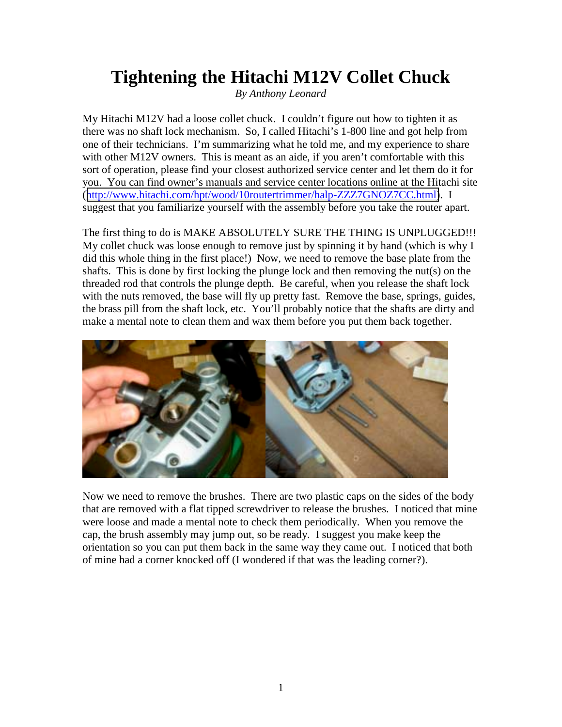# Tightening the Hitachi M12V Collet Chuck

*By Anthony Leonard*

My Hitachi M12V had a loose collet chuck. I couldn't figure out how to tighten it as there was no shaft lock mechanism. So, I called Hitachi's 1-800 line and got help from one of their technicians. I'm summarizing what he told me, and my experience to share with other M12V owners. This is meant as an aide, if you aren't comfortable with this sort of operation, please find your closest authorized service center and let them do it for you. You can find owner's manuals and service center locations online at the Hitachi site (http://www.hitachi.com/hpt/wood/10routertrimmer/halp-ZZZ7GNOZ7CC.html). I suggest that you familiarize yourself with the assembly before you take the router apart.

The first thing to do is MAKE ABSOLUTELY SURE THE THING IS UNPLUGGED!!! My collet chuck was loose enough to remove just by spinning it by hand (which is why I did this whole thing in the first place!) Now, we need to remove the base plate from the shafts. This is done by first locking the plunge lock and then removing the nut(s) on the threaded rod that controls the plunge depth. Be careful, when you release the shaft lock with the nuts removed, the base will fly up pretty fast. Remove the base, springs, guides, the brass pill from the shaft lock, etc. You'll probably notice that the shafts are dirty and make a mental note to clean them and wax them before you put them back together.

Now we need to remove the brushes. There are two plastic caps on the sides of the body that are removed with a flat tipped screwdriver to release the brushes. I noticed that mine were loose and made a mental note to check them periodically. When you remove the cap, the brush assembly may jump out, so be ready. I suggest you make keep the orientation so you can put them back in the same way they came out. I noticed that both of mine had a corner knocked off (I wondered if that was the leading corner?).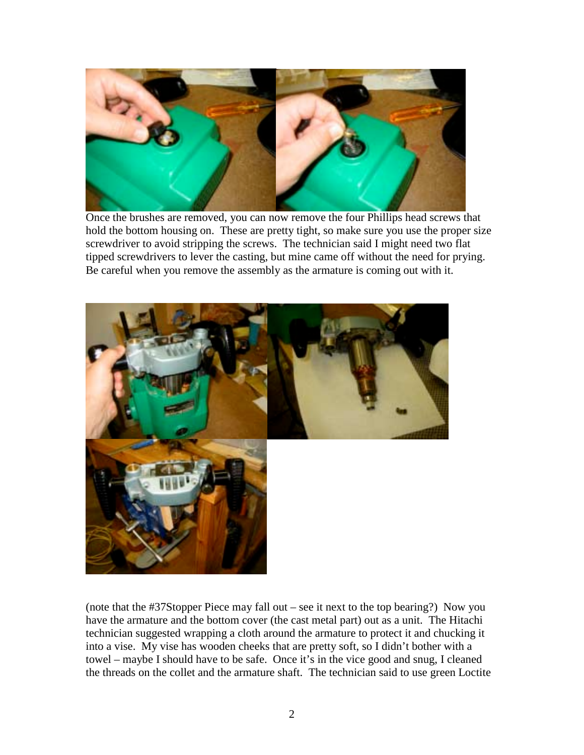Once the brushes are removed, you can now remove the four Phillips head screws that hold the bottom housing on. These are pretty tight, so make sure you use the proper size screwdriver to avoid stripping the screws. The technician said I might need two flat tipped screwdrivers to lever the casting, but mine came off without the need for prying. Be careful when you remove the assembly as the armature is coming out with it.

(note that the #37Stopper Piece may fall out – see it next to the top bearing?) Now you have the armature and the bottom cover (the cast metal part) out as a unit. The Hitachi technician suggested wrapping a cloth around the armature to protect it and chucking it into a vise. My vise has wooden cheeks that are pretty soft, so I didn't bother with a towel – maybe I should have to be safe. Once it's in the vice good and snug, I cleaned the threads on the collet and the armature shaft. The technician said to use green Loctite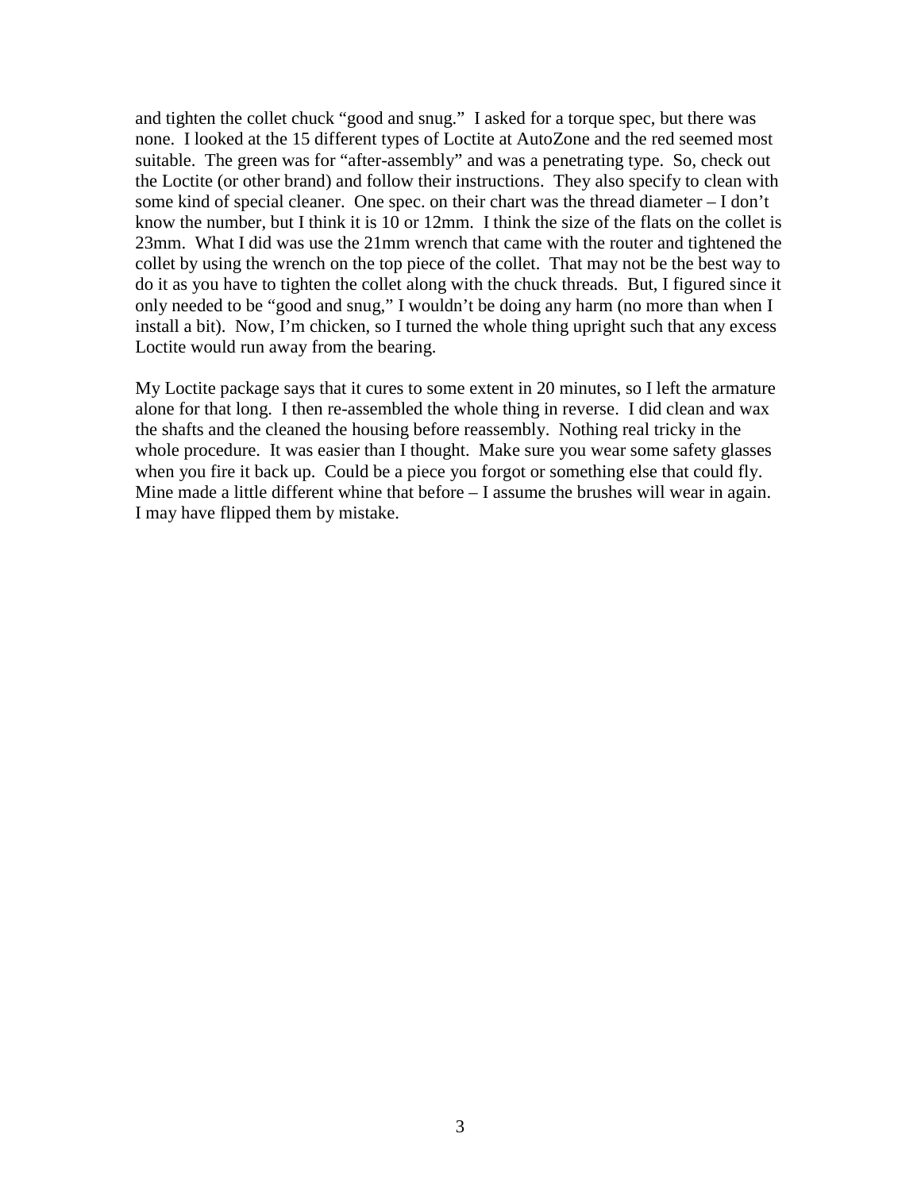and tighten the collet chuck "good and snug." I asked for a torque spec, but there was none. I looked at the 15 different types of Loctite at AutoZone and the red seemed most suitable. The green was for "after-assembly" and was a penetrating type. So, check out the Loctite (or other brand) and follow their instructions. They also specify to clean with some kind of special cleaner. One spec. on their chart was the thread diameter – I don't know the number, but I think it is 10 or 12mm. I think the size of the flats on the collet is 23mm. What I did was use the 21mm wrench that came with the router and tightened the collet by using the wrench on the top piece of the collet. That may not be the best way to do it as you have to tighten the collet along with the chuck threads. But, I figured since it only needed to be "good and snug," I wouldn't be doing any harm (no more than when I install a bit). Now, I'm chicken, so I turned the whole thing upright such that any excess Loctite would run away from the bearing.

My Loctite package says that it cures to some extent in 20 minutes, so I left the armature alone for that long. I then re-assembled the whole thing in reverse. I did clean and wax the shafts and the cleaned the housing before reassembly. Nothing real tricky in the whole procedure. It was easier than I thought. Make sure you wear some safety glasses when you fire it back up. Could be a piece you forgot or something else that could fly. Mine made a little different whine that before – I assume the brushes will wear in again. I may have flipped them by mistake.